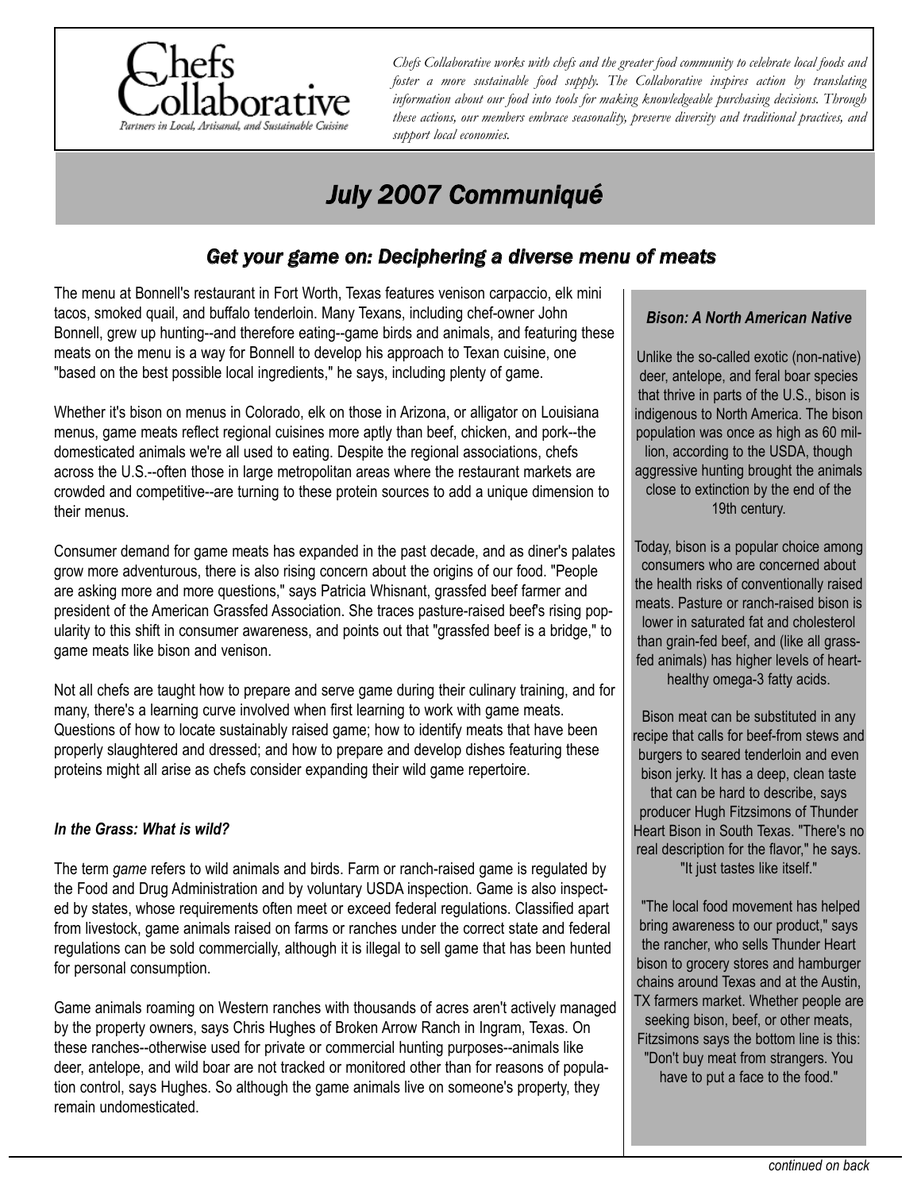# Chefs Collaborative

*Partners in Local, Artisanal, and Sustainable Cuisine*

*Chefs Collaborative works with chefs and the greater food community to celebrate local foods and foster a more sustainable food supply. The Collaborative inspires action by translating information about our food into tools for making knowledgeable purchasing decisions. Through these actions, our members embrace seasonality, preserve diversity and traditional practices, and support local economies.*

## *July 2007 Communiqué*

### *Get your game on: Deciphering a diverse menu of meats*

The menu at Bonnell's restaurant in Fort Worth, Texas features venison carpaccio, elk mini tacos, smoked quail, and buffalo tenderloin. Many Texans, including chef-owner John Bonnell, grew up hunting--and therefore eating--game birds and animals, and featuring these meats on the menu is a way for Bonnell to develop his approach to Texan cuisine, one "based on the best possible local ingredients," he says, including plenty of game.

Whether it's bison on menus in Colorado, elk on those in Arizona, or alligator on Louisiana menus, game meats reflect regional cuisines more aptly than beef, chicken, and pork--the domesticated animals we're all used to eating. Despite the regional associations, chefs across the U.S.--often those in large metropolitan areas where the restaurant markets are crowded and competitive--are turning to these protein sources to add a unique dimension to their menus.

Consumer demand for game meats has expanded in the past decade, and as diner's palates grow more adventurous, there is also rising concern about the origins of our food. "People are asking more and more questions," says Patricia Whisnant, grassfed beef farmer and president of the American Grassfed Association. She traces pasture-raised beef's rising popularity to this shift in consumer awareness, and points out that "grassfed beef is a bridge," to game meats like bison and venison.

Not all chefs are taught how to prepare and serve game during their culinary training, and for many, there's a learning curve involved when first learning to work with game meats. Questions of how to locate sustainably raised game; how to identify meats that have been properly slaughtered and dressed; and how to prepare and develop dishes featuring these proteins might all arise as chefs consider expanding their wild game repertoire.

#### *In the Grass: What is wild?*

The term *game* refers to wild animals and birds. Farm or ranch-raised game is regulated by the Food and Drug Administration and by voluntary USDA inspection. Game is also inspected by states, whose requirements often meet or exceed federal regulations. Classified apart from livestock, game animals raised on farms or ranches under the correct state and federal regulations can be sold commercially, although it is illegal to sell game that has been hunted for personal consumption.

Game animals roaming on Western ranches with thousands of acres aren't actively managed by the property owners, says Chris Hughes of Broken Arrow Ranch in Ingram, Texas. On these ranches--otherwise used for private or commercial hunting purposes--animals like deer, antelope, and wild boar are not tracked or monitored other than for reasons of population control, says Hughes. So although the game animals live on someone's property, they remain undomesticated.

#### *Bison: A North American Native*

Unlike the so-called exotic (non-native) deer, antelope, and feral boar species that thrive in parts of the U.S., bison is indigenous to North America. The bison population was once as high as 60 million, according to the USDA, though aggressive hunting brought the animals close to extinction by the end of the 19th century.

Today, bison is a popular choice among consumers who are concerned about the health risks of conventionally raised meats. Pasture or ranch-raised bison is lower in saturated fat and cholesterol than grain-fed beef, and (like all grassfed animals) has higher levels of heart-healthy omega-3 fatty acids.

Bison meat can be substituted in any recipe that calls for beef-from stews and burgers to seared tenderloin and even bison jerky. It has a deep, clean taste that can be hard to describe, says producer Hugh Fitzsimons of Thunder Heart Bison in South Texas. "There's no real description for the flavor," he says. "It just tastes like itself."

"The local food movement has helped bring awareness to our product," says the rancher, who sells Thunder Heart bison to grocery stores and hamburger chains around Texas and at the Austin, TX farmers market. Whether people are seeking bison, beef, or other meats, Fitzsimons says the bottom line is this: "Don't buy meat from strangers. You have to put a face to the food."

*continued on back*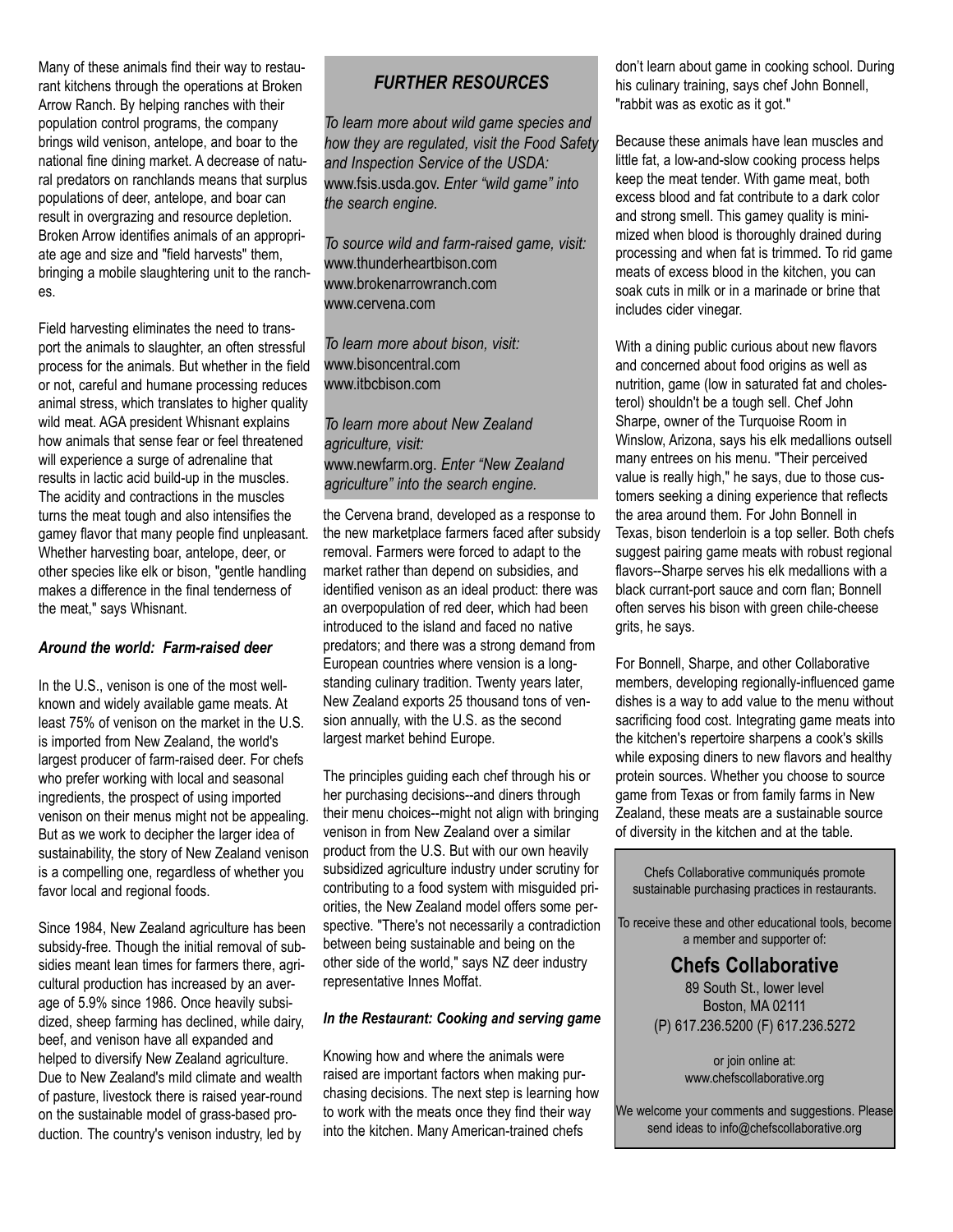Many of these animals find their way to restaurant kitchens through the operations at Broken Arrow Ranch. By helping ranches with their population control programs, the company brings wild venison, antelope, and boar to the national fine dining market. A decrease of natural predators on ranchlands means that surplus populations of deer, antelope, and boar can result in overgrazing and resource depletion. Broken Arrow identifies animals of an appropriate age and size and "field harvests" them, bringing a mobile slaughtering unit to the ranches.

Field harvesting eliminates the need to transport the animals to slaughter, an often stressful process for the animals. But whether in the field or not, careful and humane processing reduces animal stress, which translates to higher quality wild meat. AGA president Whisnant explains how animals that sense fear or feel threatened will experience a surge of adrenaline that results in lactic acid build-up in the muscles. The acidity and contractions in the muscles turns the meat tough and also intensifies the gamey flavor that many people find unpleasant. Whether harvesting boar, antelope, deer, or other species like elk or bison, "gentle handling makes a difference in the final tenderness of the meat," says Whisnant.

### *Around the world: Farm-raised deer*

In the U.S., venison is one of the most well-known and widely available game meats. At least 75% of venison on the market in the U.S. is imported from New Zealand, the world's largest producer of farm-raised deer. For chefs who prefer working with local and seasonal ingredients, the prospect of using imported venison on their menus might not be appealing. But as we work to decipher the larger idea of sustainability, the story of New Zealand venison is a compelling one, regardless of whether you favor local and regional foods.

Since 1984, New Zealand agriculture has been subsidy-free. Though the initial removal of subsidies meant lean times for farmers there, agricultural production has increased by an average of 5.9% since 1986. Once heavily subsidized, sheep farming has declined, while dairy, beef, and venison have all expanded and helped to diversify New Zealand agriculture. Due to New Zealand's mild climate and wealth of pasture, livestock there is raised year-round on the sustainable model of grass-based production. The country's venison industry, led by the Cervena brand, developed as a response to the new marketplace farmers faced after subsidy removal. Farmers were forced to adapt to the market rather than depend on subsidies, and identified venison as an ideal product: there was an overpopulation of red deer, which had been introduced to the island and faced no native predators; and there was a strong demand from European countries where vension is a long-standing culinary tradition. Twenty years later, New Zealand exports 25 thousand tons of vension annually, with the U.S. as the second largest market behind Europe.

The principles guiding each chef through his or her purchasing decisions--and diners through their menu choices--might not align with bringing venison in from New Zealand over a similar product from the U.S. But with our own heavily subsidized agriculture industry under scrutiny for contributing to a food system with misguided priorities, the New Zealand model offers some perspective. "There's not necessarily a contradiction between being sustainable and being on the other side of the world," says NZ deer industry representative Innes Moffat.

## *FURTHER RESOURCES*

*To learn more about wild game species and how they are regulated, visit the Food Safety and Inspection Service of the USDA:* www.fsis.usda.gov. *Enter "wild game" into the search engine.*

*To source wild and farm-raised game, visit:*
www.thunderheartbison.com
www.brokenarrowranch.com
www.cervena.com

*To learn more about bison, visit:*
www.bisoncentral.com
www.itbcbison.com

*To learn more about New Zealand agriculture, visit:*
www.newfarm.org. *Enter "New Zealand agriculture" into the search engine.*

### *In the Restaurant: Cooking and serving game*

Knowing how and where the animals were raised are important factors when making purchasing decisions. The next step is learning how to work with the meats once they find their way into the kitchen. Many American-trained chefs don't learn about game in cooking school. During his culinary training, says chef John Bonnell, "rabbit was as exotic as it got."

Because these animals have lean muscles and little fat, a low-and-slow cooking process helps keep the meat tender. With game meat, both excess blood and fat contribute to a dark color and strong smell. This gamey quality is minimized when blood is thoroughly drained during processing and when fat is trimmed. To rid game meats of excess blood in the kitchen, you can soak cuts in milk or in a marinade or brine that includes cider vinegar.

With a dining public curious about new flavors and concerned about food origins as well as nutrition, game (low in saturated fat and cholesterol) shouldn't be a tough sell. Chef John Sharpe, owner of the Turquoise Room in Winslow, Arizona, says his elk medallions outsell many entrees on his menu. "Their perceived value is really high," he says, due to those customers seeking a dining experience that reflects the area around them. For John Bonnell in Texas, bison tenderloin is a top seller. Both chefs suggest pairing game meats with robust regional flavors--Sharpe serves his elk medallions with a black currant-port sauce and corn flan; Bonnell often serves his bison with green chile-cheese grits, he says.

For Bonnell, Sharpe, and other Collaborative members, developing regionally-influenced game dishes is a way to add value to the menu without sacrificing food cost. Integrating game meats into the kitchen's repertoire sharpens a cook's skills while exposing diners to new flavors and healthy protein sources. Whether you choose to source game from Texas or from family farms in New Zealand, these meats are a sustainable source of diversity in the kitchen and at the table.

Chefs Collaborative communiqués promote sustainable purchasing practices in restaurants.

To receive these and other educational tools, become a member and supporter of:

**Chefs Collaborative**
89 South St., lower level
Boston, MA 02111
(P) 617.236.5200 (F) 617.236.5272

or join online at:
www.chefscollaborative.org

We welcome your comments and suggestions. Please send ideas to info@chefscollaborative.org